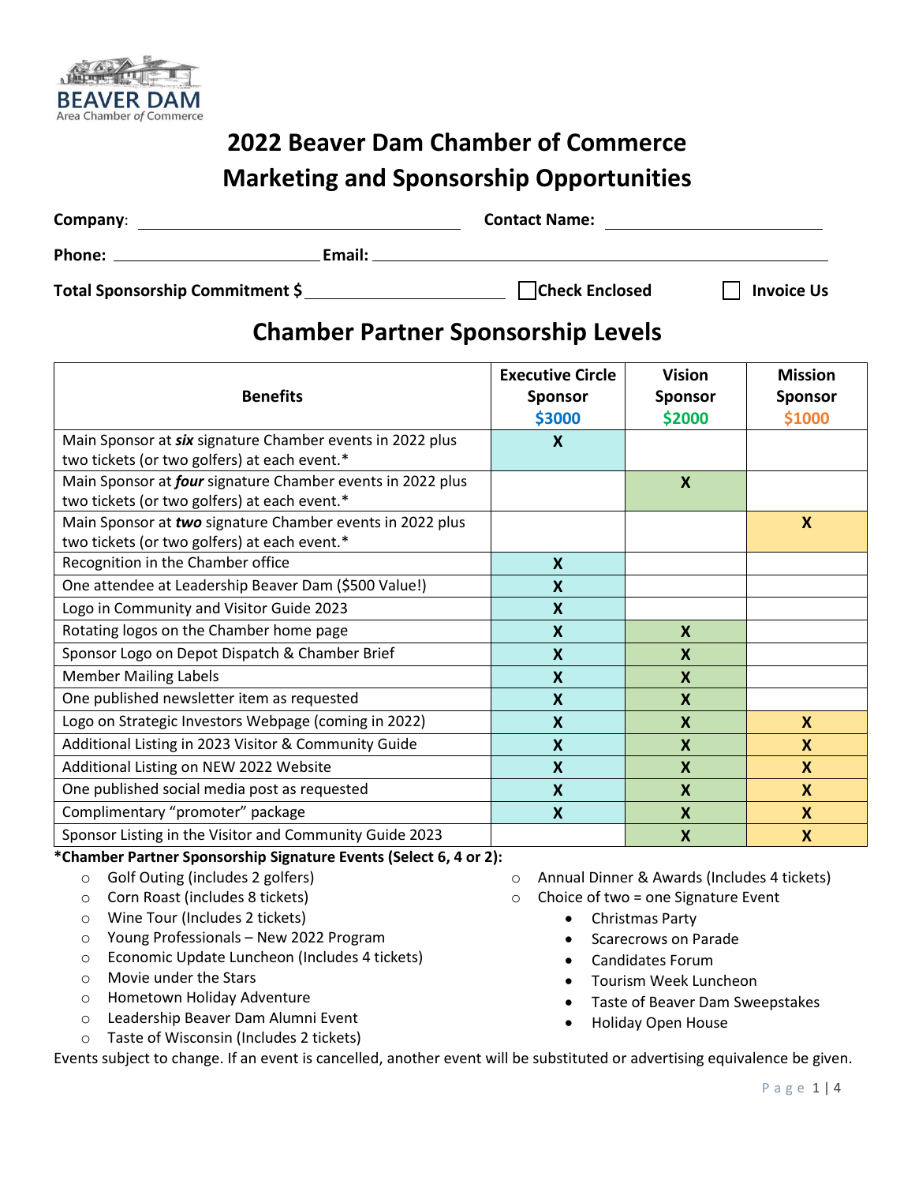BEAVER DAM
Area Chamber of Commerce

# 2022 Beaver Dam Chamber of Commerce
# Marketing and Sponsorship Opportunities

**Company**: ______________________ **Contact Name:** ______________________

**Phone:** ______________________ **Email:** ______________________

**Total Sponsorship Commitment $** ______________________ ☐ **Check Enclosed** ☐ **Invoice Us**

## Chamber Partner Sponsorship Levels

| Benefits | Executive Circle Sponsor $3000 | Vision Sponsor $2000 | Mission Sponsor $1000 |
|---|---|---|---|
| Main Sponsor at ***six*** signature Chamber events in 2022 plus two tickets (or two golfers) at each event.* | X | | |
| Main Sponsor at ***four*** signature Chamber events in 2022 plus two tickets (or two golfers) at each event.* | | X | |
| Main Sponsor at ***two*** signature Chamber events in 2022 plus two tickets (or two golfers) at each event.* | | | X |
| Recognition in the Chamber office | X | | |
| One attendee at Leadership Beaver Dam ($500 Value!) | X | | |
| Logo in Community and Visitor Guide 2023 | X | | |
| Rotating logos on the Chamber home page | X | X | |
| Sponsor Logo on Depot Dispatch & Chamber Brief | X | X | |
| Member Mailing Labels | X | X | |
| One published newsletter item as requested | X | X | |
| Logo on Strategic Investors Webpage (coming in 2022) | X | X | X |
| Additional Listing in 2023 Visitor & Community Guide | X | X | X |
| Additional Listing on NEW 2022 Website | X | X | X |
| One published social media post as requested | X | X | X |
| Complimentary "promoter" package | X | X | X |
| Sponsor Listing in the Visitor and Community Guide 2023 | | X | X |

**\*Chamber Partner Sponsorship Signature Events (Select 6, 4 or 2):**

- Golf Outing (includes 2 golfers)
- Corn Roast (includes 8 tickets)
- Wine Tour (Includes 2 tickets)
- Young Professionals – New 2022 Program
- Economic Update Luncheon (Includes 4 tickets)
- Movie under the Stars
- Hometown Holiday Adventure
- Leadership Beaver Dam Alumni Event
- Taste of Wisconsin (Includes 2 tickets)
- Annual Dinner & Awards (Includes 4 tickets)
- Choice of two = one Signature Event
  - Christmas Party
  - Scarecrows on Parade
  - Candidates Forum
  - Tourism Week Luncheon
  - Taste of Beaver Dam Sweepstakes
  - Holiday Open House

Events subject to change. If an event is cancelled, another event will be substituted or advertising equivalence be given.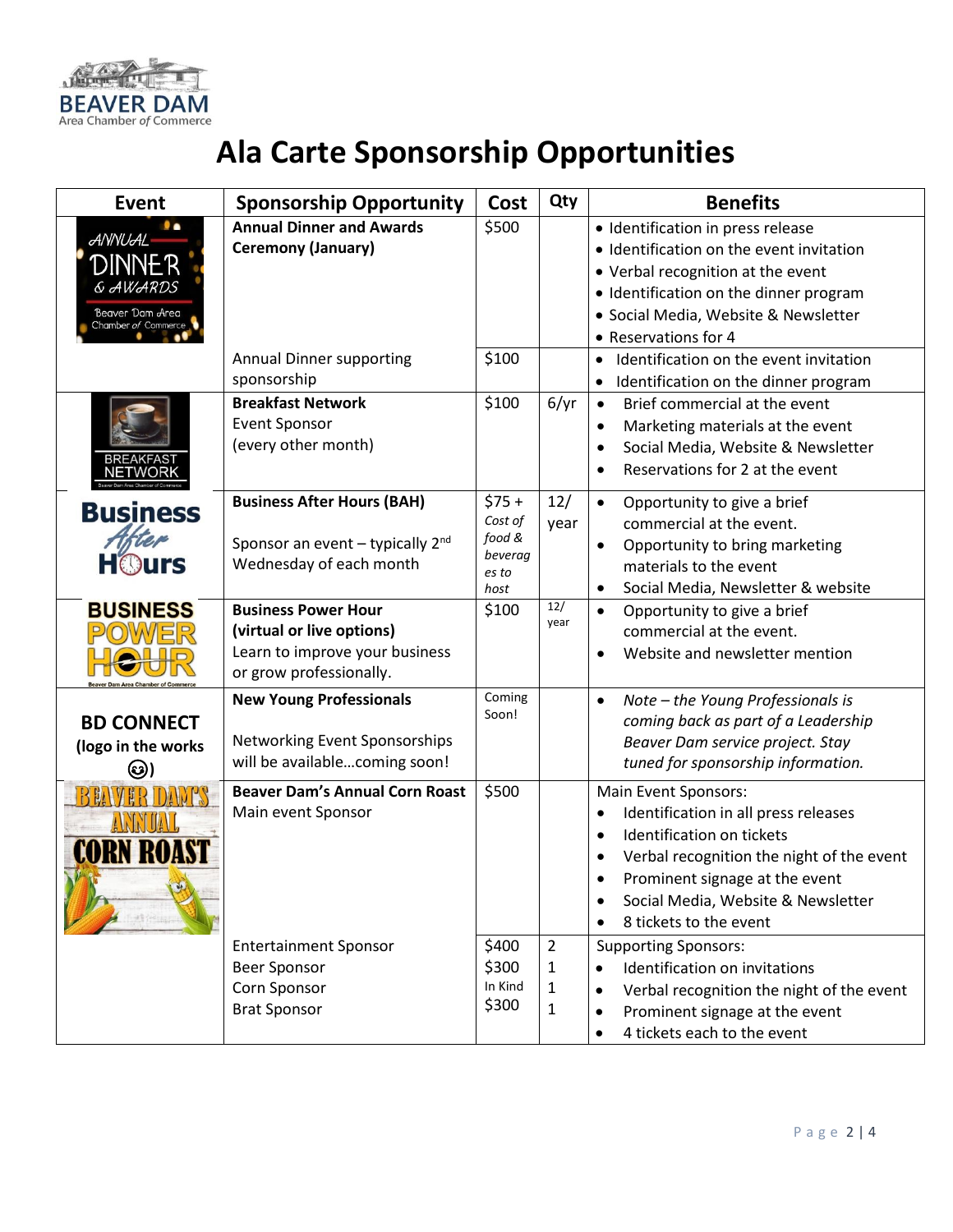# Ala Carte Sponsorship Opportunities

| Event | Sponsorship Opportunity | Cost | Qty | Benefits |
|---|---|---|---|---|
| ANNUAL DINNER & AWARDS Beaver Dam Area Chamber of Commerce | **Annual Dinner and Awards Ceremony (January)** | $500 | | • Identification in press release<br>• Identification on the event invitation<br>• Verbal recognition at the event<br>• Identification on the dinner program<br>• Social Media, Website & Newsletter<br>• Reservations for 4 |
| | Annual Dinner supporting sponsorship | $100 | | • Identification on the event invitation<br>• Identification on the dinner program |
| BREAKFAST NETWORK | **Breakfast Network**<br>Event Sponsor<br>(every other month) | $100 | 6/yr | • Brief commercial at the event<br>• Marketing materials at the event<br>• Social Media, Website & Newsletter<br>• Reservations for 2 at the event |
| Business After Hours | **Business After Hours (BAH)**<br><br>Sponsor an event – typically 2nd Wednesday of each month | $75 + *Cost of food & beverages to host* | 12/ year | • Opportunity to give a brief commercial at the event.<br>• Opportunity to bring marketing materials to the event<br>• Social Media, Newsletter & website |
| BUSINESS POWER HOUR | **Business Power Hour (virtual or live options)**<br>Learn to improve your business or grow professionally. | $100 | 12/ year | • Opportunity to give a brief commercial at the event.<br>• Website and newsletter mention |
| **BD CONNECT (logo in the works 😉)** | **New Young Professionals**<br><br>Networking Event Sponsorships will be available…coming soon! | Coming Soon! | | • *Note – the Young Professionals is coming back as part of a Leadership Beaver Dam service project. Stay tuned for sponsorship information.* |
| BEAVER DAM'S ANNUAL CORN ROAST | **Beaver Dam's Annual Corn Roast**<br>Main event Sponsor | $500 | | Main Event Sponsors:<br>• Identification in all press releases<br>• Identification on tickets<br>• Verbal recognition the night of the event<br>• Prominent signage at the event<br>• Social Media, Website & Newsletter<br>• 8 tickets to the event |
| | Entertainment Sponsor<br>Beer Sponsor<br>Corn Sponsor<br>Brat Sponsor | $400<br>$300<br>In Kind<br>$300 | 2<br>1<br>1<br>1 | Supporting Sponsors:<br>• Identification on invitations<br>• Verbal recognition the night of the event<br>• Prominent signage at the event<br>• 4 tickets each to the event |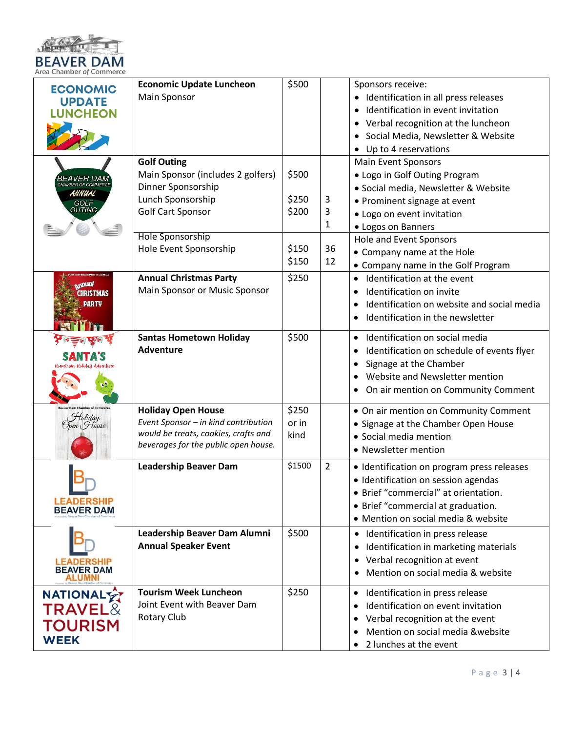BEAVER DAM
Area Chamber *of* Commerce

| | | | | |
|---|---|---|---|---|
| ECONOMIC UPDATE LUNCHEON | **Economic Update Luncheon**<br>Main Sponsor | $500 | | Sponsors receive:<br>• Identification in all press releases<br>• Identification in event invitation<br>• Verbal recognition at the luncheon<br>• Social Media, Newsletter & Website<br>• Up to 4 reservations |
| BEAVER DAM CHAMBER OF COMMERCE ANNUAL GOLF OUTING | **Golf Outing**<br>Main Sponsor (includes 2 golfers)<br>Dinner Sponsorship<br>Lunch Sponsorship<br>Golf Cart Sponsor | $500<br>$250<br>$200 | <br><br>3<br>3<br>1 | Main Event Sponsors<br>• Logo in Golf Outing Program<br>• Social media, Newsletter & Website<br>• Prominent signage at event<br>• Logo on event invitation<br>• Logos on Banners |
| | Hole Sponsorship<br>Hole Event Sponsorship | $150<br>$150 | 36<br>12 | Hole and Event Sponsors<br>• Company name at the Hole<br>• Company name in the Golf Program |
| Annual CHRISTMAS PARTY | **Annual Christmas Party**<br>Main Sponsor or Music Sponsor | $250 | | • Identification at the event<br>• Identification on invite<br>• Identification on website and social media<br>• Identification in the newsletter |
| SANTA'S Hometown Holiday Adventure | **Santas Hometown Holiday Adventure** | $500 | | • Identification on social media<br>• Identification on schedule of events flyer<br>• Signage at the Chamber<br>• Website and Newsletter mention<br>• On air mention on Community Comment |
| Beaver Dam Chamber of Commerce Holiday Open House | **Holiday Open House**<br>*Event Sponsor – in kind contribution would be treats, cookies, crafts and beverages for the public open house.* | $250 or in kind | | • On air mention on Community Comment<br>• Signage at the Chamber Open House<br>• Social media mention<br>• Newsletter mention |
| LEADERSHIP BEAVER DAM | **Leadership Beaver Dam** | $1500 | 2 | • Identification on program press releases<br>• Identification on session agendas<br>• Brief "commercial" at orientation.<br>• Brief "commercial at graduation.<br>• Mention on social media & website |
| LEADERSHIP BEAVER DAM ALUMNI | **Leadership Beaver Dam Alumni Annual Speaker Event** | $500 | | • Identification in press release<br>• Identification in marketing materials<br>• Verbal recognition at event<br>• Mention on social media & website |
| NATIONAL TRAVEL & TOURISM WEEK | **Tourism Week Luncheon**<br>Joint Event with Beaver Dam Rotary Club | $250 | | • Identification in press release<br>• Identification on event invitation<br>• Verbal recognition at the event<br>• Mention on social media &website<br>• 2 lunches at the event |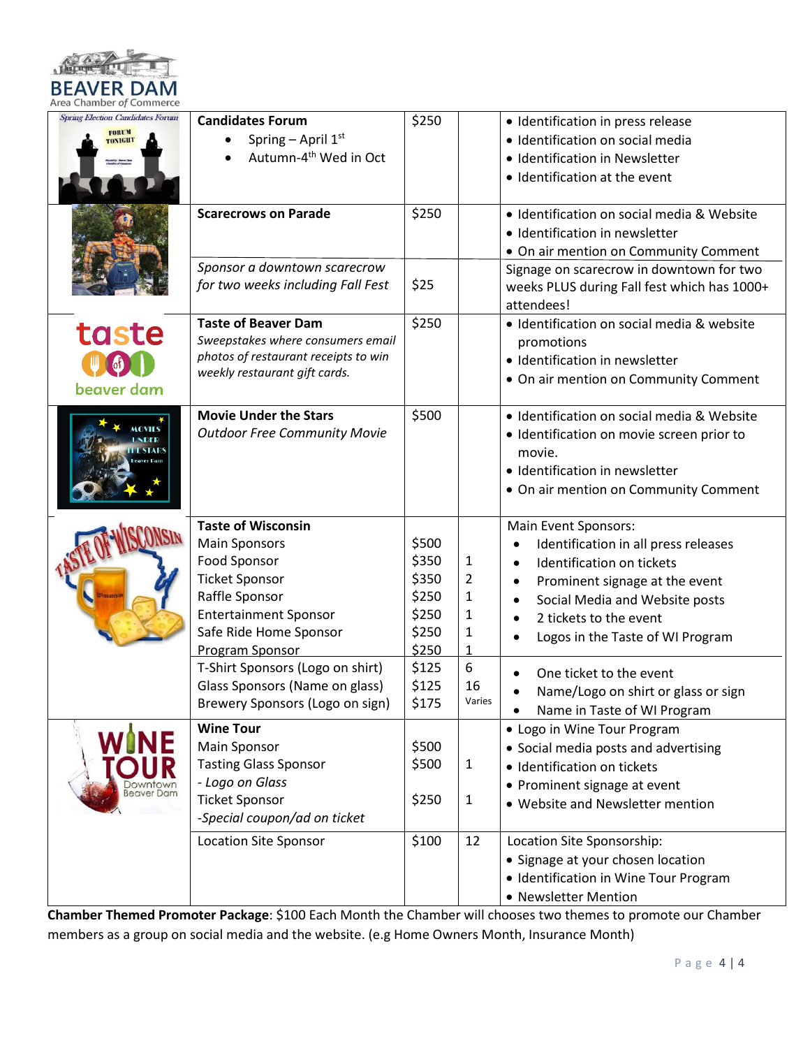| | | | | |
|---|---|---|---|---|
| Spring Election Candidates Forum | **Candidates Forum**<br>• Spring – April 1st<br>• Autumn-4th Wed in Oct | $250 | | • Identification in press release<br>• Identification on social media<br>• Identification in Newsletter<br>• Identification at the event |
| | **Scarecrows on Parade** | $250 | | • Identification on social media & Website<br>• Identification in newsletter<br>• On air mention on Community Comment |
| | *Sponsor a downtown scarecrow for two weeks including Fall Fest* | $25 | | Signage on scarecrow in downtown for two weeks PLUS during Fall fest which has 1000+ attendees! |
| | **Taste of Beaver Dam**<br>*Sweepstakes where consumers email photos of restaurant receipts to win weekly restaurant gift cards.* | $250 | | • Identification on social media & website promotions<br>• Identification in newsletter<br>• On air mention on Community Comment |
| | **Movie Under the Stars**<br>*Outdoor Free Community Movie* | $500 | | • Identification on social media & Website<br>• Identification on movie screen prior to movie.<br>• Identification in newsletter<br>• On air mention on Community Comment |
| | **Taste of Wisconsin**<br>Main Sponsors<br>Food Sponsor<br>Ticket Sponsor<br>Raffle Sponsor<br>Entertainment Sponsor<br>Safe Ride Home Sponsor<br>Program Sponsor | <br>$500<br>$350<br>$350<br>$250<br>$250<br>$250<br>$250 | <br><br>1<br>2<br>1<br>1<br>1<br>1 | Main Event Sponsors:<br>• Identification in all press releases<br>• Identification on tickets<br>• Prominent signage at the event<br>• Social Media and Website posts<br>• 2 tickets to the event<br>• Logos in the Taste of WI Program |
| | T-Shirt Sponsors (Logo on shirt)<br>Glass Sponsors (Name on glass)<br>Brewery Sponsors (Logo on sign) | $125<br>$125<br>$175 | 6<br>16<br>Varies | • One ticket to the event<br>• Name/Logo on shirt or glass or sign<br>• Name in Taste of WI Program |
| | **Wine Tour**<br>Main Sponsor<br>Tasting Glass Sponsor<br>*- Logo on Glass*<br>Ticket Sponsor<br>*-Special coupon/ad on ticket* | <br>$500<br>$500<br><br>$250 | <br><br>1<br><br>1 | • Logo in Wine Tour Program<br>• Social media posts and advertising<br>• Identification on tickets<br>• Prominent signage at event<br>• Website and Newsletter mention |
| | Location Site Sponsor | $100 | 12 | Location Site Sponsorship:<br>• Signage at your chosen location<br>• Identification in Wine Tour Program<br>• Newsletter Mention |

**Chamber Themed Promoter Package**: $100 Each Month the Chamber will chooses two themes to promote our Chamber members as a group on social media and the website. (e.g Home Owners Month, Insurance Month)